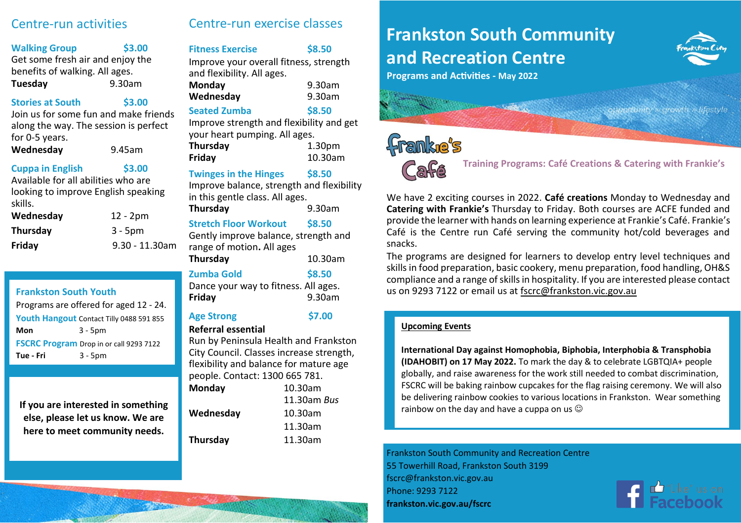# Frankston South Community and Recreation Centre

**Programs and Activities - May 2022**

*opportunity » growth » lifestyle*

## Frankie's Café

**Training Programs: Café Creations & Catering with Frankie's**

We have 2 exciting courses in 2022. **Café creations** Monday to Wednesday and **Catering with Frankie's** Thursday to Friday. Both courses are ACFE funded and provide the learner with hands on learning experience at Frankie's Café. Frankie's Café is the Centre run Café serving the community hot/cold beverages and snacks.

The programs are designed for learners to develop entry level techniques and skills in food preparation, basic cookery, menu preparation, food handling, OH&S compliance and a range of skills in hospitality. If you are interested please contact us on 9293 7122 or email us at fscrc@frankston.vic.gov.au

**Upcoming Events**

**International Day against Homophobia, Biphobia, Interphobia & Transphobia (IDAHOBIT) on 17 May 2022.** To mark the day & to celebrate LGBTQIA+ people globally, and raise awareness for the work still needed to combat discrimination, FSCRC will be baking rainbow cupcakes for the flag raising ceremony. We will also be delivering rainbow cookies to various locations in Frankston. Wear something rainbow on the day and have a cuppa on us ☺

## Centre-run activities

**Walking Group** $3.00
Get some fresh air and enjoy the benefits of walking. All ages.
**Tuesday** 9.30am

**Stories at South** $3.00
Join us for some fun and make friends along the way. The session is perfect for 0-5 years.
**Wednesday** 9.45am

**Cuppa in English** $3.00
Available for all abilities who are looking to improve English speaking skills.
**Wednesday** 12 - 2pm
**Thursday** 3 - 5pm
**Friday** 9.30 - 11.30am

### Frankston South Youth

Programs are offered for aged 12 - 24.

**Youth Hangout** Contact Tilly 0488 591 855
**Mon** 3 - 5pm

**FSCRC Program** Drop in or call 9293 7122
**Tue - Fri** 3 - 5pm

**If you are interested in something else, please let us know. We are here to meet community needs.**

## Centre-run exercise classes

**Fitness Exercise** $8.50
Improve your overall fitness, strength and flexibility. All ages.
**Monday** 9.30am
**Wednesday** 9.30am

**Seated Zumba** $8.50
Improve strength and flexibility and get your heart pumping. All ages.
**Thursday** 1.30pm
**Friday** 10.30am

**Twinges in the Hinges** $8.50
Improve balance, strength and flexibility in this gentle class. All ages.
**Thursday** 9.30am

**Stretch Floor Workout** $8.50
Gently improve balance, strength and range of motion. All ages
**Thursday** 10.30am

**Zumba Gold** $8.50
Dance your way to fitness. All ages.
**Friday** 9.30am

**Age Strong** $7.00
**Referral essential**
Run by Peninsula Health and Frankston City Council. Classes increase strength, flexibility and balance for mature age people. Contact: 1300 665 781.
**Monday** 10.30am, 11.30am *Bus*
**Wednesday** 10.30am, 11.30am
**Thursday** 11.30am

Frankston South Community and Recreation Centre
55 Towerhill Road, Frankston South 3199
fscrc@frankston.vic.gov.au
Phone: 9293 7122
**frankston.vic.gov.au/fscrc**

"Like" us on Facebook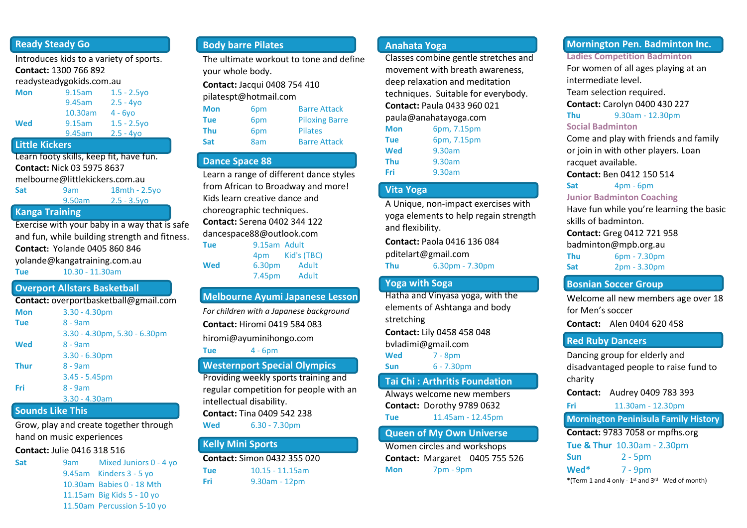## Ready Steady Go

Introduces kids to a variety of sports.

**Contact:** 1300 766 892

readysteadygokids.com.au

| | | |
|---|---|---|
| Mon | 9.15am | 1.5 - 2.5yo |
| | 9.45am | 2.5 - 4yo |
| | 10.30am | 4 - 6yo |
| Wed | 9.15am | 1.5 - 2.5yo |
| | 9.45am | 2.5 - 4yo |

## Little Kickers

Learn footy skills, keep fit, have fun.

**Contact:** Nick 03 5975 8637

melbourne@littlekickers.com.au

| | | |
|---|---|---|
| Sat | 9am | 18mth - 2.5yo |
| | 9.50am | 2.5 - 3.5yo |

## Kanga Training

Exercise with your baby in a way that is safe and fun, while building strength and fitness.

**Contact:** Yolande 0405 860 846

yolande@kangatraining.com.au

Tue 10.30 - 11.30am

## Overport Allstars Basketball

**Contact:** overportbasketball@gmail.com

| | |
|---|---|
| Mon | 3.30 - 4.30pm |
| Tue | 8 - 9am |
| | 3.30 - 4.30pm, 5.30 - 6.30pm |
| Wed | 8 - 9am |
| | 3.30 - 6.30pm |
| Thur | 8 - 9am |
| | 3.45 - 5.45pm |
| Fri | 8 - 9am |
| | 3.30 - 4.30am |

## Sounds Like This

Grow, play and create together through hand on music experiences

**Contact:** Julie 0416 318 516

| | | |
|---|---|---|
| Sat | 9am | Mixed Juniors 0 - 4 yo |
| | 9.45am | Kinders 3 - 5 yo |
| | 10.30am | Babies 0 - 18 Mth |
| | 11.15am | Big Kids 5 - 10 yo |
| | 11.50am | Percussion 5-10 yo |

## Body barre Pilates

The ultimate workout to tone and define your whole body.

**Contact:** Jacqui 0408 754 410

pilatespt@hotmail.com

| | | |
|---|---|---|
| Mon | 6pm | Barre Attack |
| Tue | 6pm | Piloxing Barre |
| Thu | 6pm | Pilates |
| Sat | 8am | Barre Attack |

## Dance Space 88

Learn a range of different dance styles from African to Broadway and more! Kids learn creative dance and choreographic techniques.

**Contact:** Serena 0402 344 122

dancespace88@outlook.com

| | | |
|---|---|---|
| Tue | 9.15am | Adult |
| | 4pm | Kid's (TBC) |
| Wed | 6.30pm | Adult |
| | 7.45pm | Adult |

## Melbourne Ayumi Japanese Lesson

*For children with a Japanese background*

**Contact:** Hiromi 0419 584 083

hiromi@ayuminihongo.com

Tue 4 - 6pm

## Westernport Special Olympics

Providing weekly sports training and regular competition for people with an intellectual disability.

**Contact:** Tina 0409 542 238

Wed 6.30 - 7.30pm

## Kelly Mini Sports

**Contact:** Simon 0432 355 020

| | |
|---|---|
| Tue | 10.15 - 11.15am |
| Fri | 9.30am - 12pm |

## Anahata Yoga

Classes combine gentle stretches and movement with breath awareness, deep relaxation and meditation techniques. Suitable for everybody.

**Contact:** Paula 0433 960 021

paula@anahatayoga.com

| | |
|---|---|
| Mon | 6pm, 7.15pm |
| Tue | 6pm, 7.15pm |
| Wed | 9.30am |
| Thu | 9.30am |
| Fri | 9.30am |

## Vita Yoga

A Unique, non-impact exercises with yoga elements to help regain strength and flexibility.

**Contact:** Paola 0416 136 084

pditelart@gmail.com

Thu 6.30pm - 7.30pm

## Yoga with Soga

Hatha and Vinyasa yoga, with the elements of Ashtanga and body stretching

**Contact:** Lily 0458 458 048

bvladimi@gmail.com

| | |
|---|---|
| Wed | 7 - 8pm |
| Sun | 6 - 7.30pm |

## Tai Chi : Arthritis Foundation

Always welcome new members

**Contact:** Dorothy 9789 0632

Tue 11.45am - 12.45pm

## Queen of My Own Universe

Women circles and workshops

**Contact:** Margaret 0405 755 526

Mon 7pm - 9pm

## Mornington Pen. Badminton Inc.

### Ladies Competition Badminton

For women of all ages playing at an intermediate level.

Team selection required.

**Contact:** Carolyn 0400 430 227

Thu 9.30am - 12.30pm

### Social Badminton

Come and play with friends and family or join in with other players. Loan racquet available.

**Contact:** Ben 0412 150 514

Sat 4pm - 6pm

### Junior Badminton Coaching

Have fun while you're learning the basic skills of badminton.

**Contact:** Greg 0412 721 958

badminton@mpb.org.au

| | |
|---|---|
| Thu | 6pm - 7.30pm |
| Sat | 2pm - 3.30pm |

## Bosnian Soccer Group

Welcome all new members age over 18 for Men's soccer

**Contact:** Alen 0404 620 458

## Red Ruby Dancers

Dancing group for elderly and disadvantaged people to raise fund to charity

**Contact:** Audrey 0409 783 393

Fri 11.30am - 12.30pm

## Mornington Peninisula Family History

**Contact:** 9783 7058 or mpfhs.org

| | |
|---|---|
| Tue & Thur | 10.30am - 2.30pm |
| Sun | 2 - 5pm |
| Wed* | 7 - 9pm |

*(Term 1 and 4 only - 1st and 3rd Wed of month)